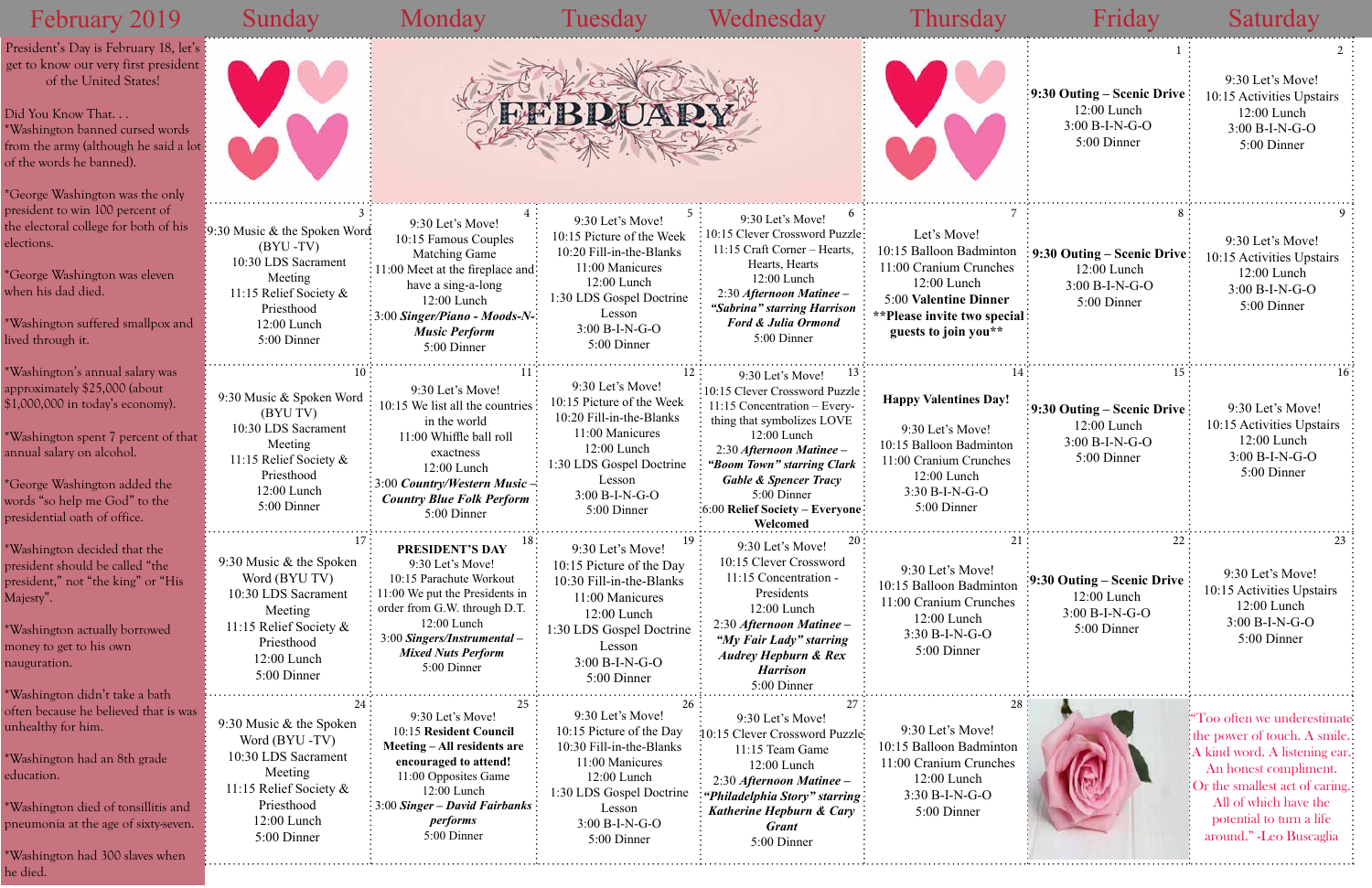# February 2019

President's Day is February 18, let's get to know our very first president of the United States!

Did You Know That. . .

*Washington banned cursed words from the army (although he said a lot of the words he banned).

*George Washington was the only president to win 100 percent of the electoral college for both of his elections.

*George Washington was eleven when his dad died.

*Washington suffered smallpox and lived through it.

*Washington's annual salary was approximately $25,000 (about $1,000,000 in today's economy).

*Washington spent 7 percent of that annual salary on alcohol.

*George Washington added the words "so help me God" to the presidential oath of office.

*Washington decided that the president should be called "the president," not "the king" or "His Majesty".

*Washington actually borrowed money to get to his own nauguration.

*Washington didn't take a bath often because he believed that is was unhealthy for him.

*Washington had an 8th grade education.

*Washington died of tonsillitis and pneumonia at the age of sixty-seven.

*Washington had 300 slaves when he died.

| Sunday | Monday | Tuesday | Wednesday | Thursday | Friday | Saturday |
|---|---|---|---|---|---|---|
| | FEBRUARY | | | | 1<br>**9:30 Outing – Scenic Drive**<br>12:00 Lunch<br>3:00 B-I-N-G-O<br>5:00 Dinner | 2<br>9:30 Let's Move!<br>10:15 Activities Upstairs<br>12:00 Lunch<br>3:00 B-I-N-G-O<br>5:00 Dinner |
| 3<br>9:30 Music & the Spoken Word (BYU -TV)<br>10:30 LDS Sacrament Meeting<br>11:15 Relief Society & Priesthood<br>12:00 Lunch<br>5:00 Dinner | 4<br>9:30 Let's Move!<br>10:15 Famous Couples Matching Game<br>11:00 Meet at the fireplace and have a sing-a-long<br>12:00 Lunch<br>3:00 ***Singer/Piano - Moods-N-Music Perform***<br>5:00 Dinner | 5<br>9:30 Let's Move!<br>10:15 Picture of the Week<br>10:20 Fill-in-the-Blanks<br>11:00 Manicures<br>12:00 Lunch<br>1:30 LDS Gospel Doctrine Lesson<br>3:00 B-I-N-G-O<br>5:00 Dinner | 6<br>9:30 Let's Move!<br>10:15 Clever Crossword Puzzle<br>11:15 Craft Corner – Hearts, Hearts, Hearts<br>12:00 Lunch<br>2:30 ***Afternoon Matinee – "Sabrina" starring Harrison Ford & Julia Ormond***<br>5:00 Dinner | 7<br>Let's Move!<br>10:15 Balloon Badminton<br>11:00 Cranium Crunches<br>12:00 Lunch<br>5:00 **Valentine Dinner**<br>**\*\*Please invite two special guests to join you\*\*** | 8<br>**9:30 Outing – Scenic Drive**<br>12:00 Lunch<br>3:00 B-I-N-G-O<br>5:00 Dinner | 9<br>9:30 Let's Move!<br>10:15 Activities Upstairs<br>12:00 Lunch<br>3:00 B-I-N-G-O<br>5:00 Dinner |
| 10<br>9:30 Music & Spoken Word (BYU TV)<br>10:30 LDS Sacrament Meeting<br>11:15 Relief Society & Priesthood<br>12:00 Lunch<br>5:00 Dinner | 11<br>9:30 Let's Move!<br>10:15 We list all the countries in the world<br>11:00 Whiffle ball roll exactness<br>12:00 Lunch<br>3:00 ***Country/Western Music – Country Blue Folk Perform***<br>5:00 Dinner | 12<br>9:30 Let's Move!<br>10:15 Picture of the Week<br>10:20 Fill-in-the-Blanks<br>11:00 Manicures<br>12:00 Lunch<br>1:30 LDS Gospel Doctrine Lesson<br>3:00 B-I-N-G-O<br>5:00 Dinner | 13<br>9:30 Let's Move!<br>10:15 Clever Crossword Puzzle<br>11:15 Concentration – Every-thing that symbolizes LOVE<br>12:00 Lunch<br>2:30 ***Afternoon Matinee – "Boom Town" starring Clark Gable & Spencer Tracy***<br>5:00 Dinner<br>6:00 **Relief Society – Everyone Welcomed** | 14<br>**Happy Valentines Day!**<br>9:30 Let's Move!<br>10:15 Balloon Badminton<br>11:00 Cranium Crunches<br>12:00 Lunch<br>3:30 B-I-N-G-O<br>5:00 Dinner | 15<br>**9:30 Outing – Scenic Drive**<br>12:00 Lunch<br>3:00 B-I-N-G-O<br>5:00 Dinner | 16<br>9:30 Let's Move!<br>10:15 Activities Upstairs<br>12:00 Lunch<br>3:00 B-I-N-G-O<br>5:00 Dinner |
| 17<br>9:30 Music & the Spoken Word (BYU TV)<br>10:30 LDS Sacrament Meeting<br>11:15 Relief Society & Priesthood<br>12:00 Lunch<br>5:00 Dinner | 18<br>**PRESIDENT'S DAY**<br>9:30 Let's Move!<br>10:15 Parachute Workout<br>11:00 We put the Presidents in order from G.W. through D.T.<br>12:00 Lunch<br>3:00 ***Singers/Instrumental – Mixed Nuts Perform***<br>5:00 Dinner | 19<br>9:30 Let's Move!<br>10:15 Picture of the Day<br>10:30 Fill-in-the-Blanks<br>11:00 Manicures<br>12:00 Lunch<br>1:30 LDS Gospel Doctrine Lesson<br>3:00 B-I-N-G-O<br>5:00 Dinner | 20<br>9:30 Let's Move!<br>10:15 Clever Crossword<br>11:15 Concentration - Presidents<br>12:00 Lunch<br>2:30 ***Afternoon Matinee – "My Fair Lady" starring Audrey Hepburn & Rex Harrison***<br>5:00 Dinner | 21<br>9:30 Let's Move!<br>10:15 Balloon Badminton<br>11:00 Cranium Crunches<br>12:00 Lunch<br>3:30 B-I-N-G-O<br>5:00 Dinner | 22<br>**9:30 Outing – Scenic Drive**<br>12:00 Lunch<br>3:00 B-I-N-G-O<br>5:00 Dinner | 23<br>9:30 Let's Move!<br>10:15 Activities Upstairs<br>12:00 Lunch<br>3:00 B-I-N-G-O<br>5:00 Dinner |
| 24<br>9:30 Music & the Spoken Word (BYU -TV)<br>10:30 LDS Sacrament Meeting<br>11:15 Relief Society & Priesthood<br>12:00 Lunch<br>5:00 Dinner | 25<br>9:30 Let's Move!<br>10:15 **Resident Council Meeting – All residents are encouraged to attend!**<br>11:00 Opposites Game<br>12:00 Lunch<br>3:00 ***Singer – David Fairbanks performs***<br>5:00 Dinner | 26<br>9:30 Let's Move!<br>10:15 Picture of the Day<br>10:30 Fill-in-the-Blanks<br>11:00 Manicures<br>12:00 Lunch<br>1:30 LDS Gospel Doctrine Lesson<br>3:00 B-I-N-G-O<br>5:00 Dinner | 27<br>9:30 Let's Move!<br>10:15 Clever Crossword Puzzle<br>11:15 Team Game<br>12:00 Lunch<br>2:30 ***Afternoon Matinee – "Philadelphia Story" starring Katherine Hepburn & Cary Grant***<br>5:00 Dinner | 28<br>9:30 Let's Move!<br>10:15 Balloon Badminton<br>11:00 Cranium Crunches<br>12:00 Lunch<br>3:30 B-I-N-G-O<br>5:00 Dinner | | "Too often we underestimate the power of touch, A smile. A kind word. A listening ear. An honest compliment. Or the smallest act of caring. All of which have the potential to turn a life around." -Leo Buscaglia |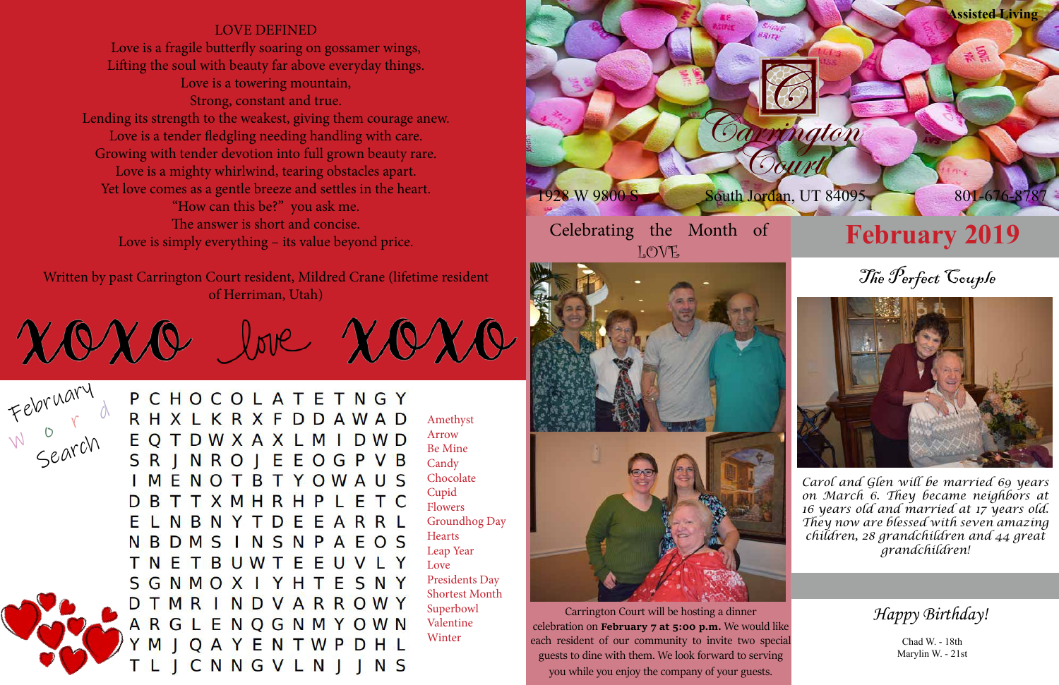## LOVE DEFINED

Love is a fragile butterfly soaring on gossamer wings,
Lifting the soul with beauty far above everyday things.
Love is a towering mountain,
Strong, constant and true.
Lending its strength to the weakest, giving them courage anew.
Love is a tender fledgling needing handling with care.
Growing with tender devotion into full grown beauty rare.
Love is a mighty whirlwind, tearing obstacles apart.
Yet love comes as a gentle breeze and settles in the heart.
"How can this be?" you ask me.
The answer is short and concise.
Love is simply everything – its value beyond price.

Written by past Carrington Court resident, Mildred Crane (lifetime resident of Herriman, Utah)

XOXO love XOXO

## February Word Search

```
P C H O C O L A T E T N G Y
R H X L K R X F D D A W A D
E Q T D W X A X L M I D W D
S R J N R O J E E O G P V B
I M E N O T B T Y O W A U S
D B T T X M H R H P L E T C
E L N B N Y T D E E A R R L
N B D M S I N S N P A E O S
T N E T B U W T E E U V L Y
S G N M O X I Y H T E S N Y
D T M R I N D V A R R O W Y
A R G L E N Q G N M Y O W N
Y M J Q A Y E N T W P D H L
T L J C N N G V L N J J N S
```

- Amethyst
- Arrow
- Be Mine
- Candy
- Chocolate
- Cupid
- Flowers
- Groundhog Day
- Hearts
- Leap Year
- Love
- Presidents Day
- Shortest Month
- Superbowl
- Valentine
- Winter

Assisted Living

# Carrington Court

1928 W 9800 S South Jordan, UT 84095 801-676-8787

Celebrating the Month of LOVE

# February 2019

Carrington Court will be hosting a dinner celebration on **February 7 at 5:00 p.m.** We would like each resident of our community to invite two special guests to dine with them. We look forward to serving you while you enjoy the company of your guests.

## The Perfect Couple

*Carol and Glen will be married 69 years on March 6. They became neighbors at 16 years old and married at 17 years old. They now are blessed with seven amazing children, 28 grandchildren and 44 great grandchildren!*

## Happy Birthday!

Chad W. - 18th
Marylin W. - 21st